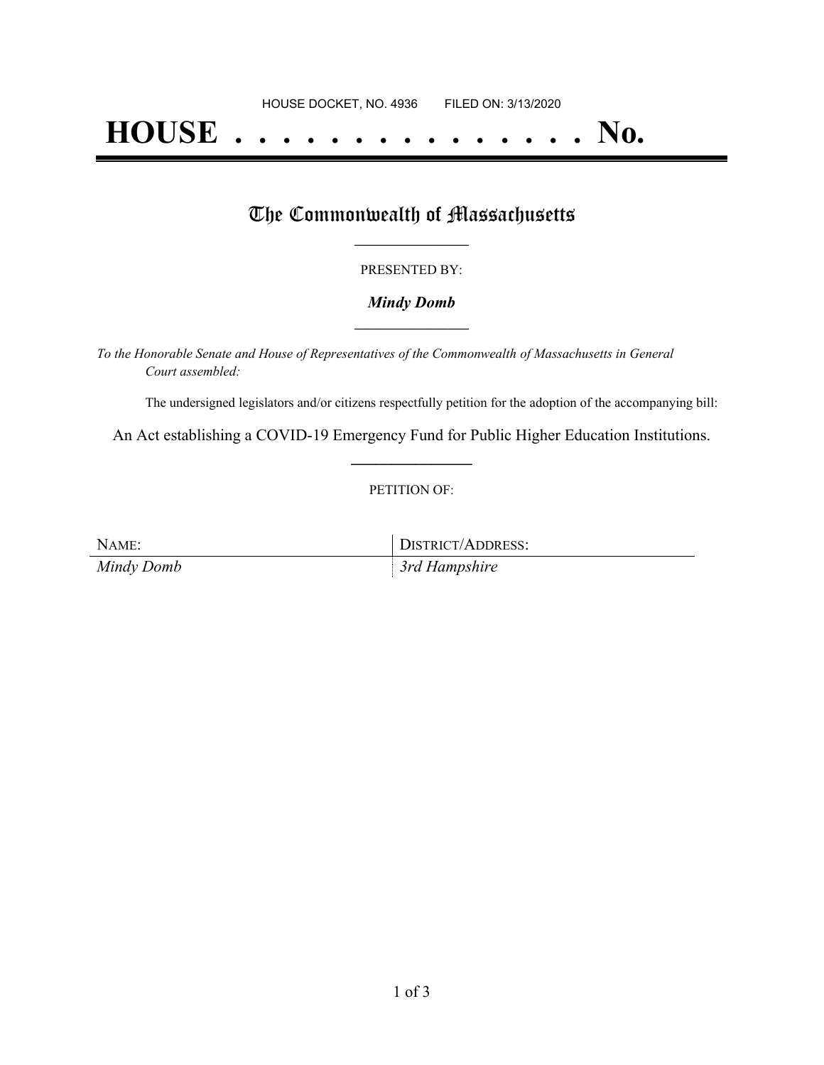HOUSE DOCKET, NO. 4936 FILED ON: 3/13/2020

# HOUSE . . . . . . . . . . . . . . . No.

## The Commonwealth of Massachusetts

PRESENTED BY:

***Mindy Domb***

*To the Honorable Senate and House of Representatives of the Commonwealth of Massachusetts in General Court assembled:*

The undersigned legislators and/or citizens respectfully petition for the adoption of the accompanying bill:

An Act establishing a COVID-19 Emergency Fund for Public Higher Education Institutions.

PETITION OF:

| NAME: | DISTRICT/ADDRESS: |
| --- | --- |
| *Mindy Domb* | *3rd Hampshire* |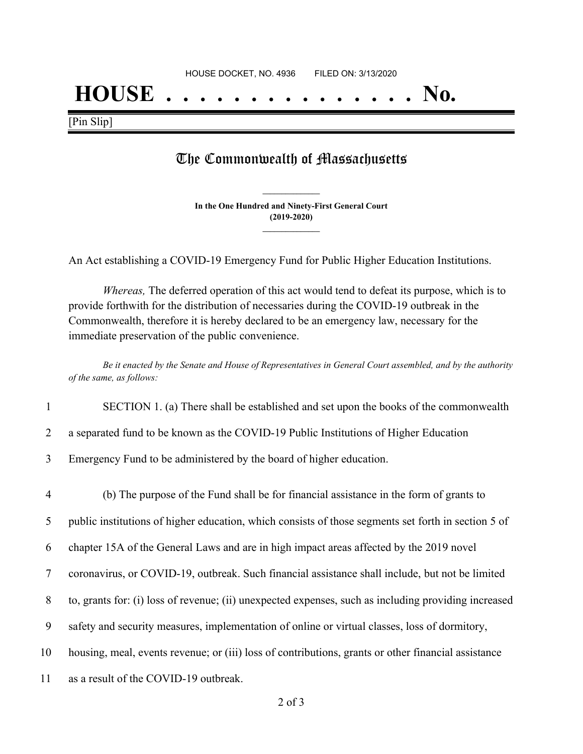HOUSE DOCKET, NO. 4936 FILED ON: 3/13/2020

# HOUSE . . . . . . . . . . . . . . . No.

[Pin Slip]

## The Commonwealth of Massachusetts

**In the One Hundred and Ninety-First General Court**
**(2019-2020)**

An Act establishing a COVID-19 Emergency Fund for Public Higher Education Institutions.

*Whereas,* The deferred operation of this act would tend to defeat its purpose, which is to provide forthwith for the distribution of necessaries during the COVID-19 outbreak in the Commonwealth, therefore it is hereby declared to be an emergency law, necessary for the immediate preservation of the public convenience.

*Be it enacted by the Senate and House of Representatives in General Court assembled, and by the authority of the same, as follows:*

1 SECTION 1. (a) There shall be established and set upon the books of the commonwealth
2 a separated fund to be known as the COVID-19 Public Institutions of Higher Education
3 Emergency Fund to be administered by the board of higher education.

4 (b) The purpose of the Fund shall be for financial assistance in the form of grants to
5 public institutions of higher education, which consists of those segments set forth in section 5 of
6 chapter 15A of the General Laws and are in high impact areas affected by the 2019 novel
7 coronavirus, or COVID-19, outbreak. Such financial assistance shall include, but not be limited
8 to, grants for: (i) loss of revenue; (ii) unexpected expenses, such as including providing increased
9 safety and security measures, implementation of online or virtual classes, loss of dormitory,
10 housing, meal, events revenue; or (iii) loss of contributions, grants or other financial assistance
11 as a result of the COVID-19 outbreak.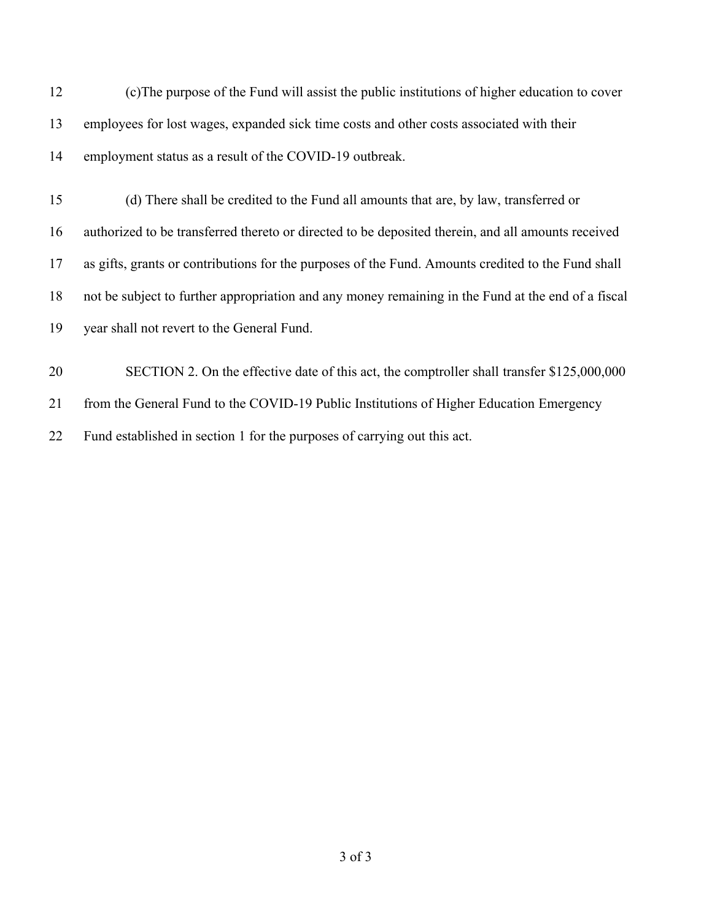(c)The purpose of the Fund will assist the public institutions of higher education to cover employees for lost wages, expanded sick time costs and other costs associated with their employment status as a result of the COVID-19 outbreak.

(d) There shall be credited to the Fund all amounts that are, by law, transferred or authorized to be transferred thereto or directed to be deposited therein, and all amounts received as gifts, grants or contributions for the purposes of the Fund. Amounts credited to the Fund shall not be subject to further appropriation and any money remaining in the Fund at the end of a fiscal year shall not revert to the General Fund.

SECTION 2. On the effective date of this act, the comptroller shall transfer $125,000,000 from the General Fund to the COVID-19 Public Institutions of Higher Education Emergency Fund established in section 1 for the purposes of carrying out this act.